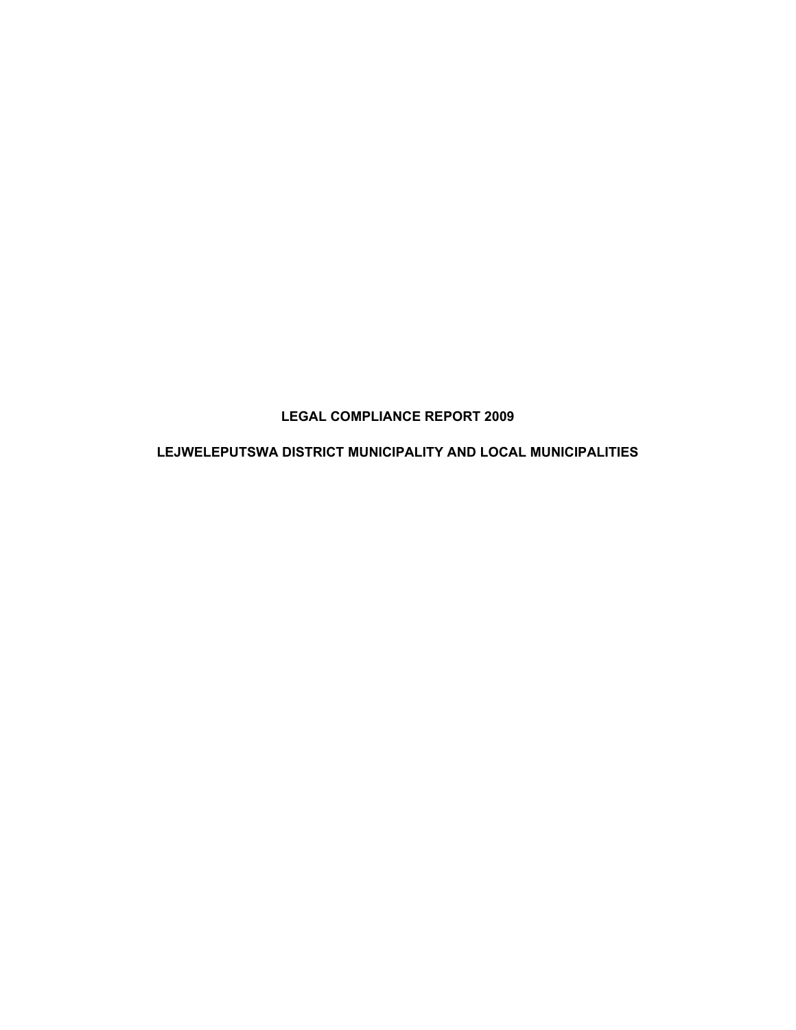# LEGAL COMPLIANCE REPORT 2009

## LEJWELEPUTSWA DISTRICT MUNICIPALITY AND LOCAL MUNICIPALITIES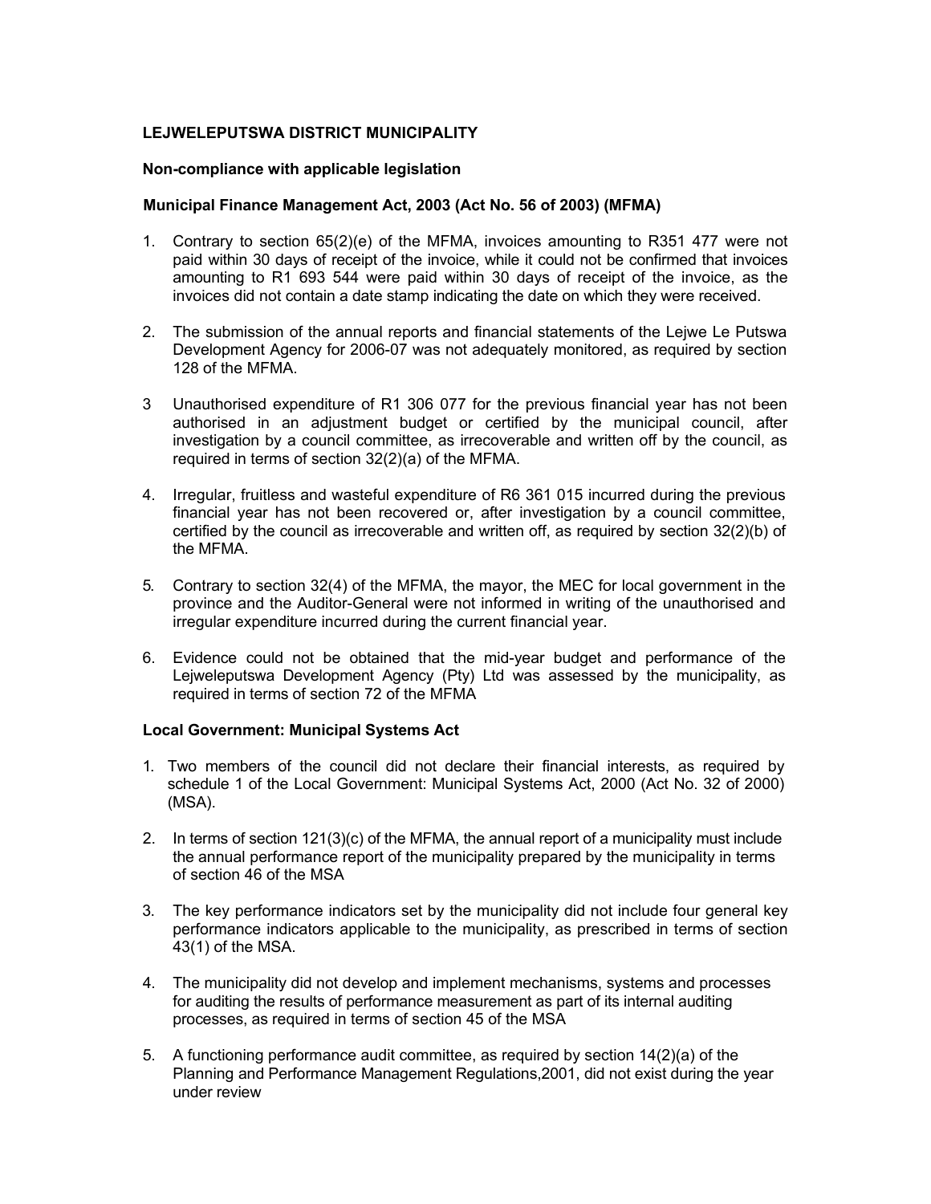**LEJWELEPUTSWA DISTRICT MUNICIPALITY**

**Non-compliance with applicable legislation**

**Municipal Finance Management Act, 2003 (Act No. 56 of 2003) (MFMA)**

1. Contrary to section 65(2)(e) of the MFMA, invoices amounting to R351 477 were not paid within 30 days of receipt of the invoice, while it could not be confirmed that invoices amounting to R1 693 544 were paid within 30 days of receipt of the invoice, as the invoices did not contain a date stamp indicating the date on which they were received.
2. The submission of the annual reports and financial statements of the Lejwe Le Putswa Development Agency for 2006-07 was not adequately monitored, as required by section 128 of the MFMA.
3. Unauthorised expenditure of R1 306 077 for the previous financial year has not been authorised in an adjustment budget or certified by the municipal council, after investigation by a council committee, as irrecoverable and written off by the council, as required in terms of section 32(2)(a) of the MFMA.
4. Irregular, fruitless and wasteful expenditure of R6 361 015 incurred during the previous financial year has not been recovered or, after investigation by a council committee, certified by the council as irrecoverable and written off, as required by section 32(2)(b) of the MFMA.
5. Contrary to section 32(4) of the MFMA, the mayor, the MEC for local government in the province and the Auditor-General were not informed in writing of the unauthorised and irregular expenditure incurred during the current financial year.
6. Evidence could not be obtained that the mid-year budget and performance of the Lejweleputswa Development Agency (Pty) Ltd was assessed by the municipality, as required in terms of section 72 of the MFMA

**Local Government: Municipal Systems Act**

1. Two members of the council did not declare their financial interests, as required by schedule 1 of the Local Government: Municipal Systems Act, 2000 (Act No. 32 of 2000) (MSA).
2. In terms of section 121(3)(c) of the MFMA, the annual report of a municipality must include the annual performance report of the municipality prepared by the municipality in terms of section 46 of the MSA
3. The key performance indicators set by the municipality did not include four general key performance indicators applicable to the municipality, as prescribed in terms of section 43(1) of the MSA.
4. The municipality did not develop and implement mechanisms, systems and processes for auditing the results of performance measurement as part of its internal auditing processes, as required in terms of section 45 of the MSA
5. A functioning performance audit committee, as required by section 14(2)(a) of the Planning and Performance Management Regulations,2001, did not exist during the year under review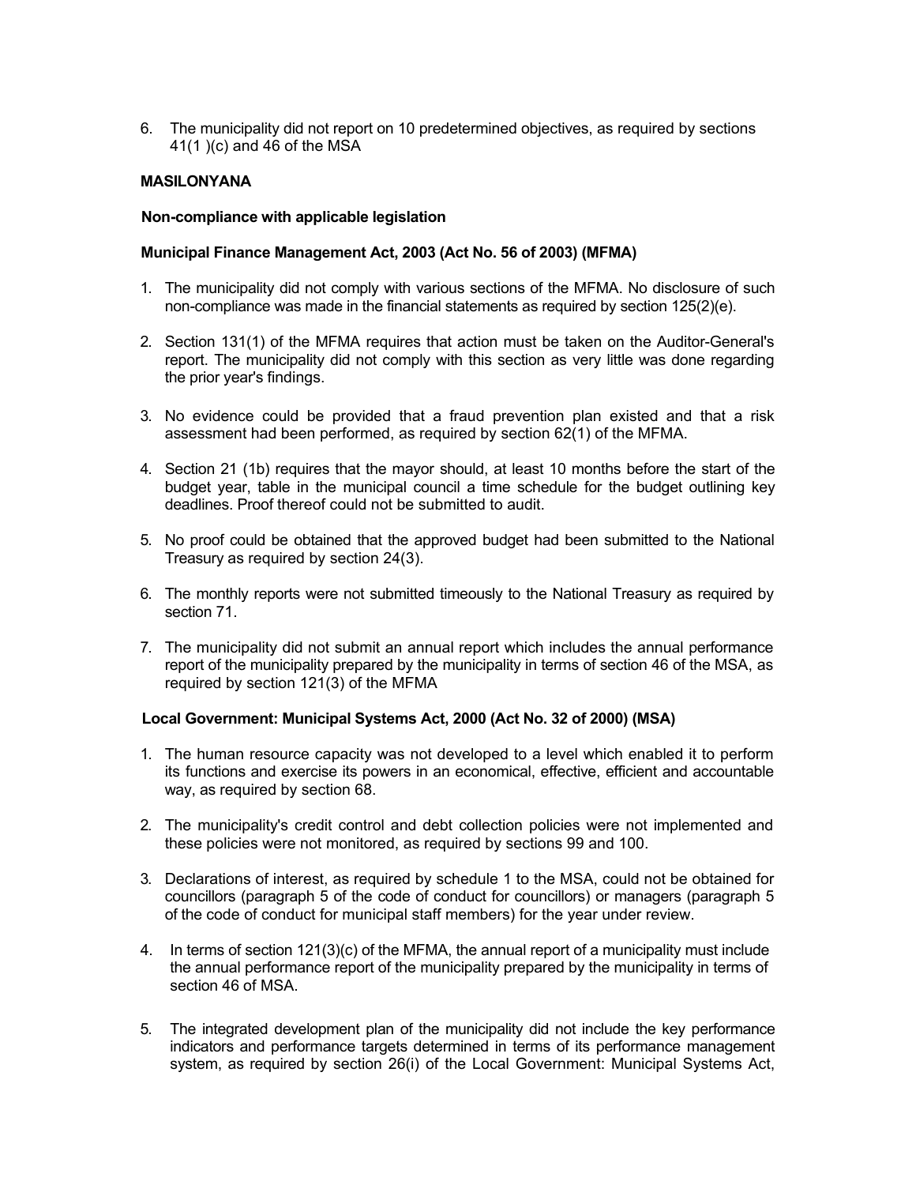6. The municipality did not report on 10 predetermined objectives, as required by sections 41(1 )(c) and 46 of the MSA

**MASILONYANA**

**Non-compliance with applicable legislation**

**Municipal Finance Management Act, 2003 (Act No. 56 of 2003) (MFMA)**

1. The municipality did not comply with various sections of the MFMA. No disclosure of such non-compliance was made in the financial statements as required by section 125(2)(e).

2. Section 131(1) of the MFMA requires that action must be taken on the Auditor-General's report. The municipality did not comply with this section as very little was done regarding the prior year's findings.

3. No evidence could be provided that a fraud prevention plan existed and that a risk assessment had been performed, as required by section 62(1) of the MFMA.

4. Section 21 (1b) requires that the mayor should, at least 10 months before the start of the budget year, table in the municipal council a time schedule for the budget outlining key deadlines. Proof thereof could not be submitted to audit.

5. No proof could be obtained that the approved budget had been submitted to the National Treasury as required by section 24(3).

6. The monthly reports were not submitted timeously to the National Treasury as required by section 71.

7. The municipality did not submit an annual report which includes the annual performance report of the municipality prepared by the municipality in terms of section 46 of the MSA, as required by section 121(3) of the MFMA

**Local Government: Municipal Systems Act, 2000 (Act No. 32 of 2000) (MSA)**

1. The human resource capacity was not developed to a level which enabled it to perform its functions and exercise its powers in an economical, effective, efficient and accountable way, as required by section 68.

2. The municipality's credit control and debt collection policies were not implemented and these policies were not monitored, as required by sections 99 and 100.

3. Declarations of interest, as required by schedule 1 to the MSA, could not be obtained for councillors (paragraph 5 of the code of conduct for councillors) or managers (paragraph 5 of the code of conduct for municipal staff members) for the year under review.

4. In terms of section 121(3)(c) of the MFMA, the annual report of a municipality must include the annual performance report of the municipality prepared by the municipality in terms of section 46 of MSA.

5. The integrated development plan of the municipality did not include the key performance indicators and performance targets determined in terms of its performance management system, as required by section 26(i) of the Local Government: Municipal Systems Act,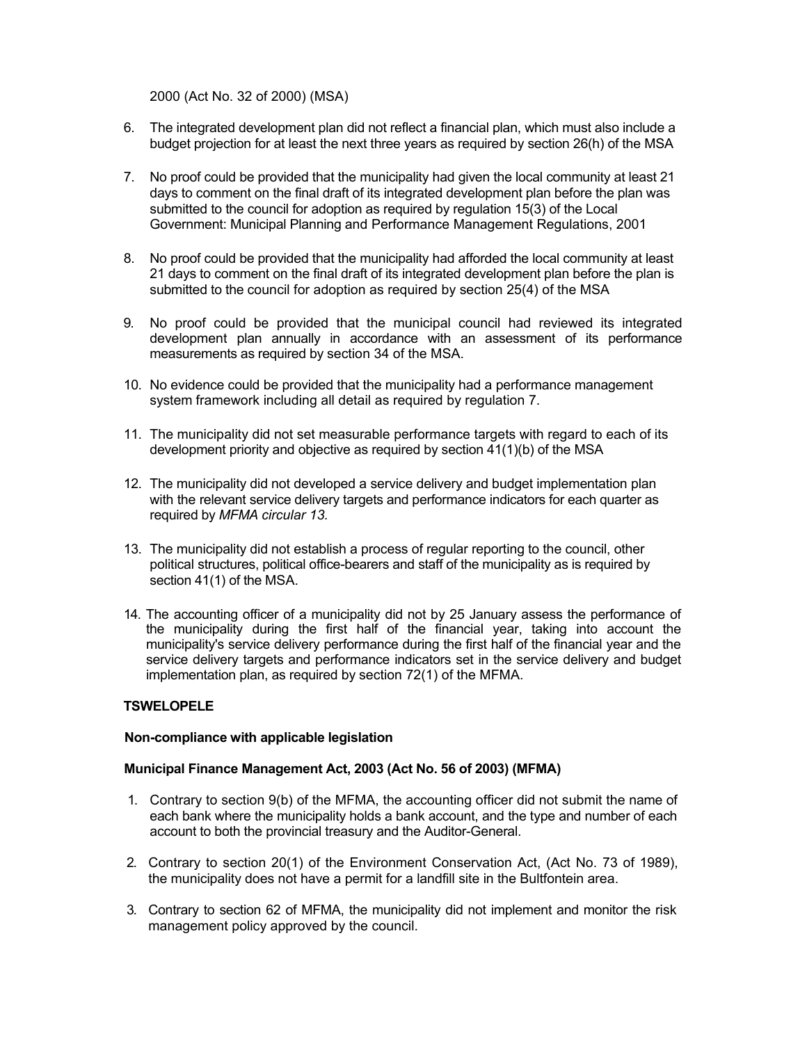2000 (Act No. 32 of 2000) (MSA)

6. The integrated development plan did not reflect a financial plan, which must also include a budget projection for at least the next three years as required by section 26(h) of the MSA

7. No proof could be provided that the municipality had given the local community at least 21 days to comment on the final draft of its integrated development plan before the plan was submitted to the council for adoption as required by regulation 15(3) of the Local Government: Municipal Planning and Performance Management Regulations, 2001

8. No proof could be provided that the municipality had afforded the local community at least 21 days to comment on the final draft of its integrated development plan before the plan is submitted to the council for adoption as required by section 25(4) of the MSA

9. No proof could be provided that the municipal council had reviewed its integrated development plan annually in accordance with an assessment of its performance measurements as required by section 34 of the MSA.

10. No evidence could be provided that the municipality had a performance management system framework including all detail as required by regulation 7.

11. The municipality did not set measurable performance targets with regard to each of its development priority and objective as required by section 41(1)(b) of the MSA

12. The municipality did not developed a service delivery and budget implementation plan with the relevant service delivery targets and performance indicators for each quarter as required by *MFMA circular 13.*

13. The municipality did not establish a process of regular reporting to the council, other political structures, political office-bearers and staff of the municipality as is required by section 41(1) of the MSA.

14. The accounting officer of a municipality did not by 25 January assess the performance of the municipality during the first half of the financial year, taking into account the municipality's service delivery performance during the first half of the financial year and the service delivery targets and performance indicators set in the service delivery and budget implementation plan, as required by section 72(1) of the MFMA.

**TSWELOPELE**

**Non-compliance with applicable legislation**

**Municipal Finance Management Act, 2003 (Act No. 56 of 2003) (MFMA)**

1. Contrary to section 9(b) of the MFMA, the accounting officer did not submit the name of each bank where the municipality holds a bank account, and the type and number of each account to both the provincial treasury and the Auditor-General.

2. Contrary to section 20(1) of the Environment Conservation Act, (Act No. 73 of 1989), the municipality does not have a permit for a landfill site in the Bultfontein area.

3. Contrary to section 62 of MFMA, the municipality did not implement and monitor the risk management policy approved by the council.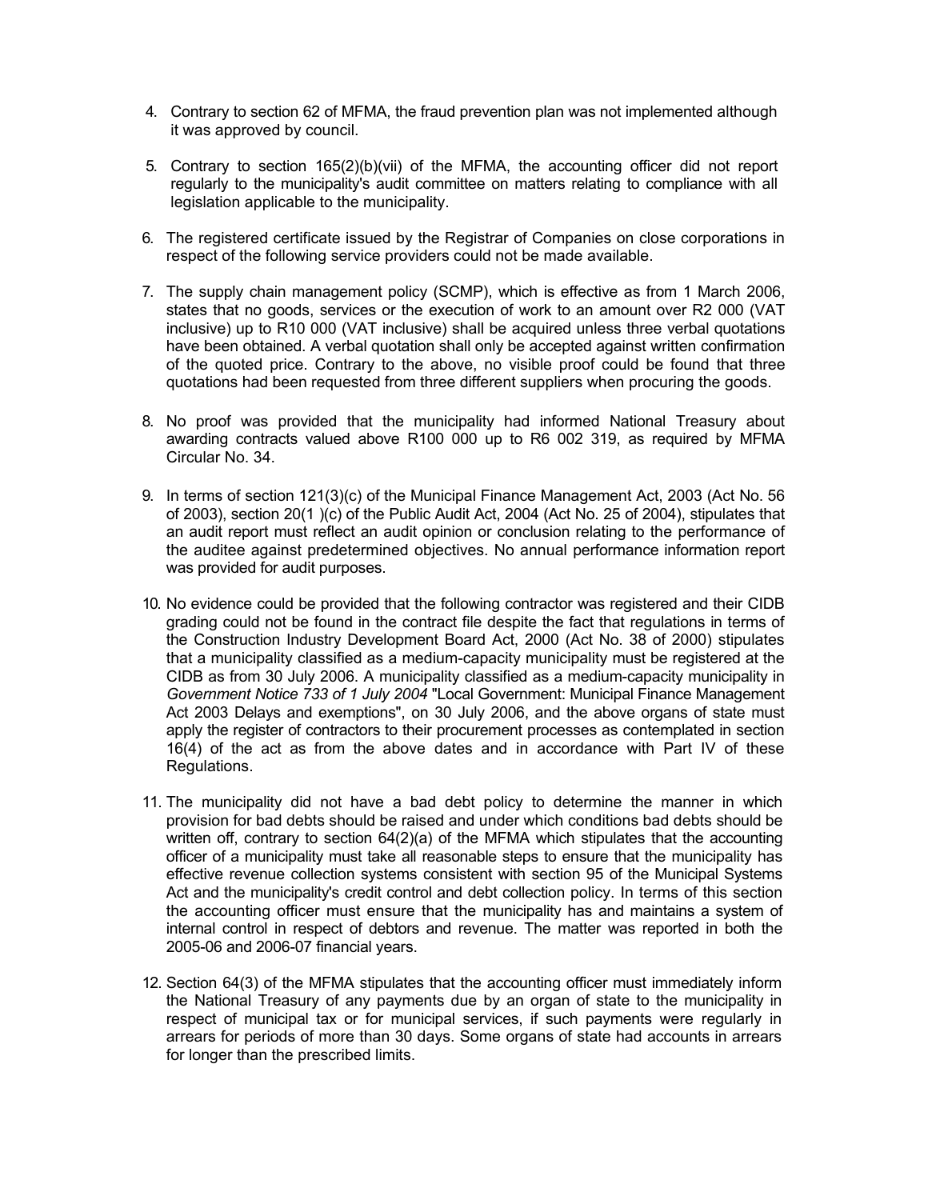4. Contrary to section 62 of MFMA, the fraud prevention plan was not implemented although it was approved by council.

5. Contrary to section 165(2)(b)(vii) of the MFMA, the accounting officer did not report regularly to the municipality's audit committee on matters relating to compliance with all legislation applicable to the municipality.

6. The registered certificate issued by the Registrar of Companies on close corporations in respect of the following service providers could not be made available.

7. The supply chain management policy (SCMP), which is effective as from 1 March 2006, states that no goods, services or the execution of work to an amount over R2 000 (VAT inclusive) up to R10 000 (VAT inclusive) shall be acquired unless three verbal quotations have been obtained. A verbal quotation shall only be accepted against written confirmation of the quoted price. Contrary to the above, no visible proof could be found that three quotations had been requested from three different suppliers when procuring the goods.

8. No proof was provided that the municipality had informed National Treasury about awarding contracts valued above R100 000 up to R6 002 319, as required by MFMA Circular No. 34.

9. In terms of section 121(3)(c) of the Municipal Finance Management Act, 2003 (Act No. 56 of 2003), section 20(1 )(c) of the Public Audit Act, 2004 (Act No. 25 of 2004), stipulates that an audit report must reflect an audit opinion or conclusion relating to the performance of the auditee against predetermined objectives. No annual performance information report was provided for audit purposes.

10. No evidence could be provided that the following contractor was registered and their CIDB grading could not be found in the contract file despite the fact that regulations in terms of the Construction Industry Development Board Act, 2000 (Act No. 38 of 2000) stipulates that a municipality classified as a medium-capacity municipality must be registered at the CIDB as from 30 July 2006. A municipality classified as a medium-capacity municipality in *Government Notice 733 of 1 July 2004* "Local Government: Municipal Finance Management Act 2003 Delays and exemptions", on 30 July 2006, and the above organs of state must apply the register of contractors to their procurement processes as contemplated in section 16(4) of the act as from the above dates and in accordance with Part IV of these Regulations.

11. The municipality did not have a bad debt policy to determine the manner in which provision for bad debts should be raised and under which conditions bad debts should be written off, contrary to section 64(2)(a) of the MFMA which stipulates that the accounting officer of a municipality must take all reasonable steps to ensure that the municipality has effective revenue collection systems consistent with section 95 of the Municipal Systems Act and the municipality's credit control and debt collection policy. In terms of this section the accounting officer must ensure that the municipality has and maintains a system of internal control in respect of debtors and revenue. The matter was reported in both the 2005-06 and 2006-07 financial years.

12. Section 64(3) of the MFMA stipulates that the accounting officer must immediately inform the National Treasury of any payments due by an organ of state to the municipality in respect of municipal tax or for municipal services, if such payments were regularly in arrears for periods of more than 30 days. Some organs of state had accounts in arrears for longer than the prescribed limits.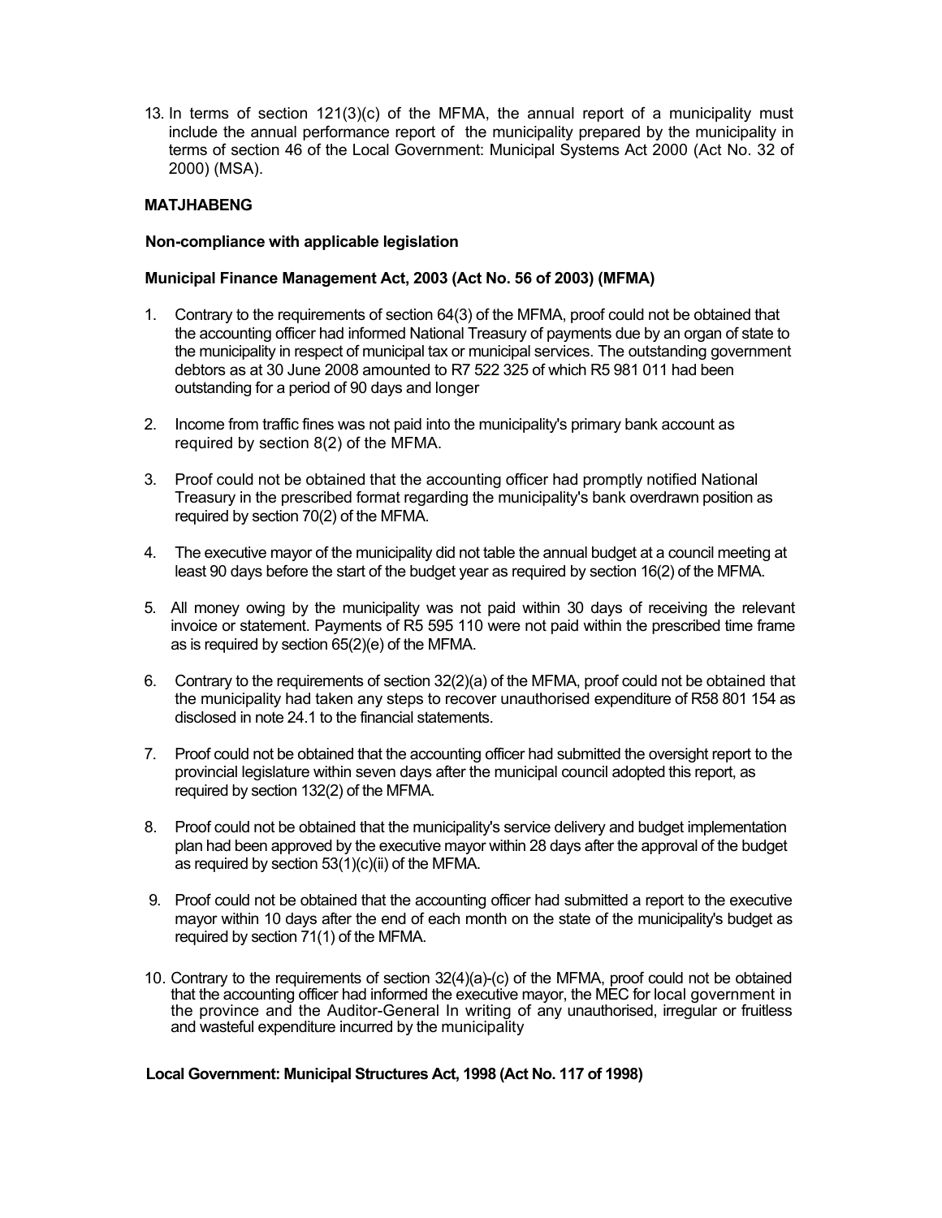13. In terms of section 121(3)(c) of the MFMA, the annual report of a municipality must include the annual performance report of the municipality prepared by the municipality in terms of section 46 of the Local Government: Municipal Systems Act 2000 (Act No. 32 of 2000) (MSA).

**MATJHABENG**

**Non-compliance with applicable legislation**

**Municipal Finance Management Act, 2003 (Act No. 56 of 2003) (MFMA)**

1. Contrary to the requirements of section 64(3) of the MFMA, proof could not be obtained that the accounting officer had informed National Treasury of payments due by an organ of state to the municipality in respect of municipal tax or municipal services. The outstanding government debtors as at 30 June 2008 amounted to R7 522 325 of which R5 981 011 had been outstanding for a period of 90 days and longer

2. Income from traffic fines was not paid into the municipality's primary bank account as required by section 8(2) of the MFMA.

3. Proof could not be obtained that the accounting officer had promptly notified National Treasury in the prescribed format regarding the municipality's bank overdrawn position as required by section 70(2) of the MFMA.

4. The executive mayor of the municipality did not table the annual budget at a council meeting at least 90 days before the start of the budget year as required by section 16(2) of the MFMA.

5. All money owing by the municipality was not paid within 30 days of receiving the relevant invoice or statement. Payments of R5 595 110 were not paid within the prescribed time frame as is required by section 65(2)(e) of the MFMA.

6. Contrary to the requirements of section 32(2)(a) of the MFMA, proof could not be obtained that the municipality had taken any steps to recover unauthorised expenditure of R58 801 154 as disclosed in note 24.1 to the financial statements.

7. Proof could not be obtained that the accounting officer had submitted the oversight report to the provincial legislature within seven days after the municipal council adopted this report, as required by section 132(2) of the MFMA.

8. Proof could not be obtained that the municipality's service delivery and budget implementation plan had been approved by the executive mayor within 28 days after the approval of the budget as required by section 53(1)(c)(ii) of the MFMA.

9. Proof could not be obtained that the accounting officer had submitted a report to the executive mayor within 10 days after the end of each month on the state of the municipality's budget as required by section 71(1) of the MFMA.

10. Contrary to the requirements of section 32(4)(a)-(c) of the MFMA, proof could not be obtained that the accounting officer had informed the executive mayor, the MEC for local government in the province and the Auditor-General In writing of any unauthorised, irregular or fruitless and wasteful expenditure incurred by the municipality

**Local Government: Municipal Structures Act, 1998 (Act No. 117 of 1998)**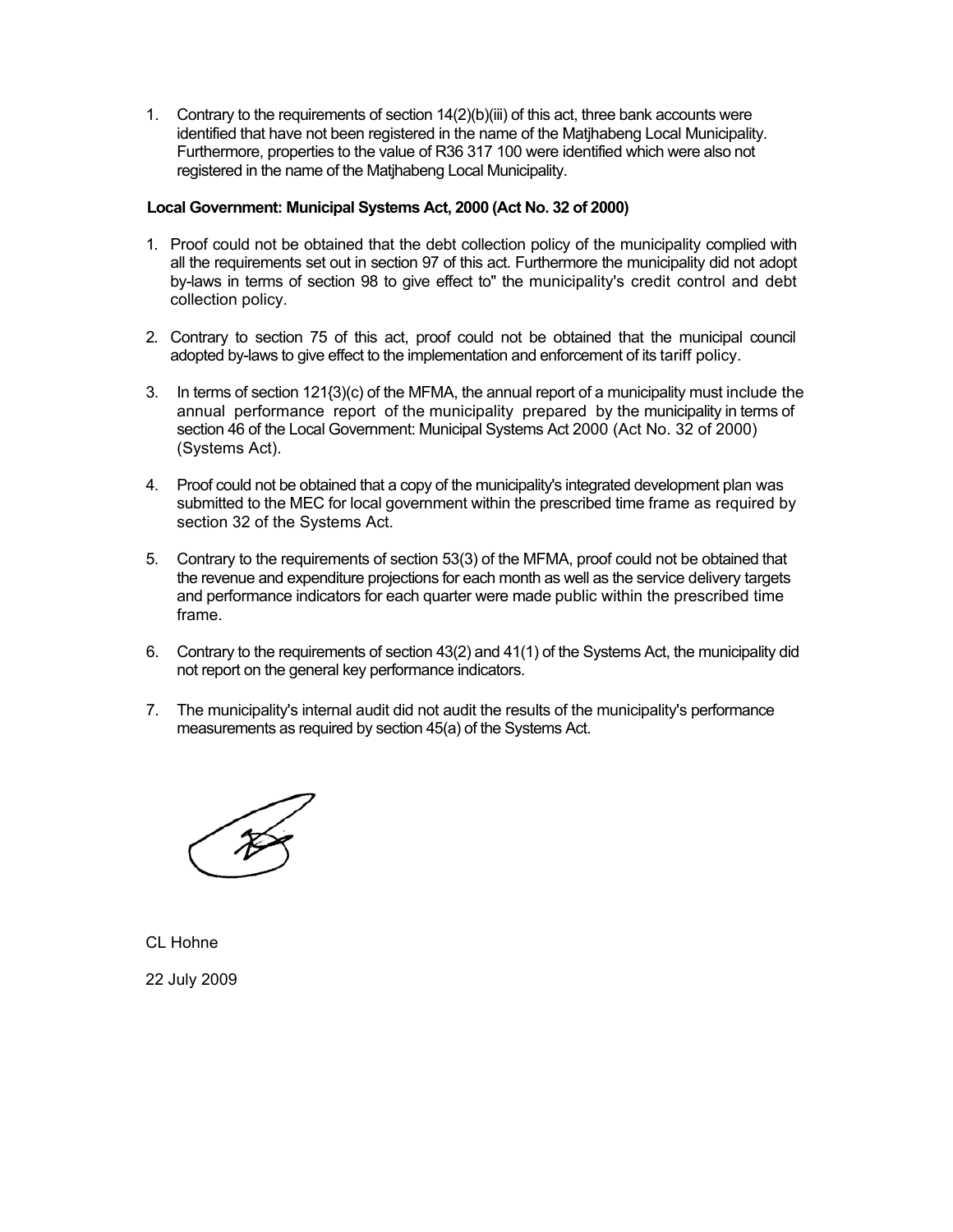1. Contrary to the requirements of section 14(2)(b)(iii) of this act, three bank accounts were identified that have not been registered in the name of the Matjhabeng Local Municipality. Furthermore, properties to the value of R36 317 100 were identified which were also not registered in the name of the Matjhabeng Local Municipality.

**Local Government: Municipal Systems Act, 2000 (Act No. 32 of 2000)**

1. Proof could not be obtained that the debt collection policy of the municipality complied with all the requirements set out in section 97 of this act. Furthermore the municipality did not adopt by-laws in terms of section 98 to give effect to" the municipality's credit control and debt collection policy.

2. Contrary to section 75 of this act, proof could not be obtained that the municipal council adopted by-laws to give effect to the implementation and enforcement of its tariff policy.

3. In terms of section 121{3)(c) of the MFMA, the annual report of a municipality must include the annual performance report of the municipality prepared by the municipality in terms of section 46 of the Local Government: Municipal Systems Act 2000 (Act No. 32 of 2000) (Systems Act).

4. Proof could not be obtained that a copy of the municipality's integrated development plan was submitted to the MEC for local government within the prescribed time frame as required by section 32 of the Systems Act.

5. Contrary to the requirements of section 53(3) of the MFMA, proof could not be obtained that the revenue and expenditure projections for each month as well as the service delivery targets and performance indicators for each quarter were made public within the prescribed time frame.

6. Contrary to the requirements of section 43(2) and 41(1) of the Systems Act, the municipality did not report on the general key performance indicators.

7. The municipality's internal audit did not audit the results of the municipality's performance measurements as required by section 45(a) of the Systems Act.

CL Hohne

22 July 2009